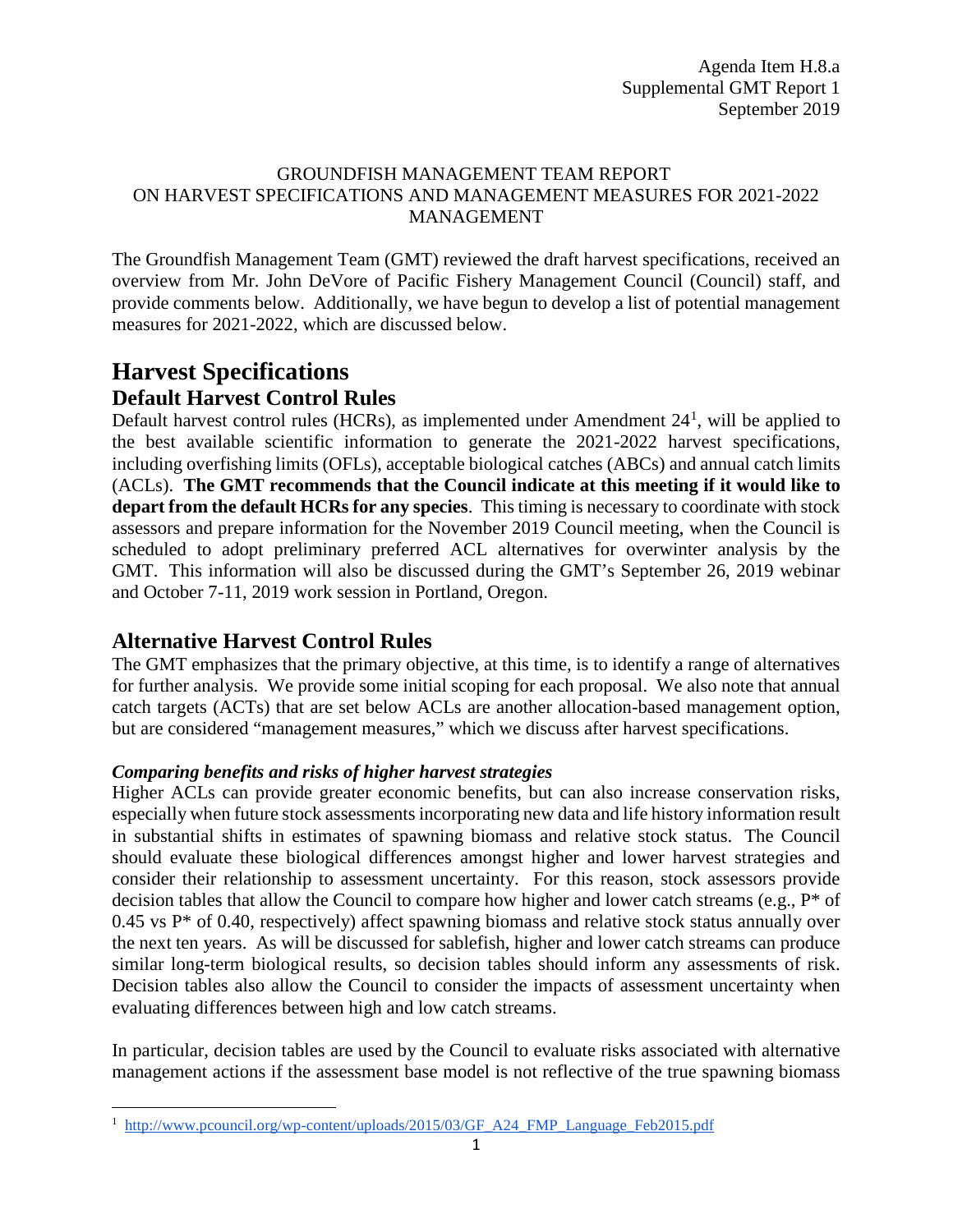Agenda Item H.8.a
Supplemental GMT Report 1
September 2019

GROUNDFISH MANAGEMENT TEAM REPORT ON HARVEST SPECIFICATIONS AND MANAGEMENT MEASURES FOR 2021-2022 MANAGEMENT

The Groundfish Management Team (GMT) reviewed the draft harvest specifications, received an overview from Mr. John DeVore of Pacific Fishery Management Council (Council) staff, and provide comments below. Additionally, we have begun to develop a list of potential management measures for 2021-2022, which are discussed below.

# Harvest Specifications

## Default Harvest Control Rules

Default harvest control rules (HCRs), as implemented under Amendment 24[1], will be applied to the best available scientific information to generate the 2021-2022 harvest specifications, including overfishing limits (OFLs), acceptable biological catches (ABCs) and annual catch limits (ACLs). **The GMT recommends that the Council indicate at this meeting if it would like to depart from the default HCRs for any species**. This timing is necessary to coordinate with stock assessors and prepare information for the November 2019 Council meeting, when the Council is scheduled to adopt preliminary preferred ACL alternatives for overwinter analysis by the GMT. This information will also be discussed during the GMT's September 26, 2019 webinar and October 7-11, 2019 work session in Portland, Oregon.

## Alternative Harvest Control Rules

The GMT emphasizes that the primary objective, at this time, is to identify a range of alternatives for further analysis. We provide some initial scoping for each proposal. We also note that annual catch targets (ACTs) that are set below ACLs are another allocation-based management option, but are considered "management measures," which we discuss after harvest specifications.

### *Comparing benefits and risks of higher harvest strategies*

Higher ACLs can provide greater economic benefits, but can also increase conservation risks, especially when future stock assessments incorporating new data and life history information result in substantial shifts in estimates of spawning biomass and relative stock status. The Council should evaluate these biological differences amongst higher and lower harvest strategies and consider their relationship to assessment uncertainty. For this reason, stock assessors provide decision tables that allow the Council to compare how higher and lower catch streams (e.g., P* of 0.45 vs P* of 0.40, respectively) affect spawning biomass and relative stock status annually over the next ten years. As will be discussed for sablefish, higher and lower catch streams can produce similar long-term biological results, so decision tables should inform any assessments of risk. Decision tables also allow the Council to consider the impacts of assessment uncertainty when evaluating differences between high and low catch streams.

In particular, decision tables are used by the Council to evaluate risks associated with alternative management actions if the assessment base model is not reflective of the true spawning biomass

---

[1] http://www.pcouncil.org/wp-content/uploads/2015/03/GF_A24_FMP_Language_Feb2015.pdf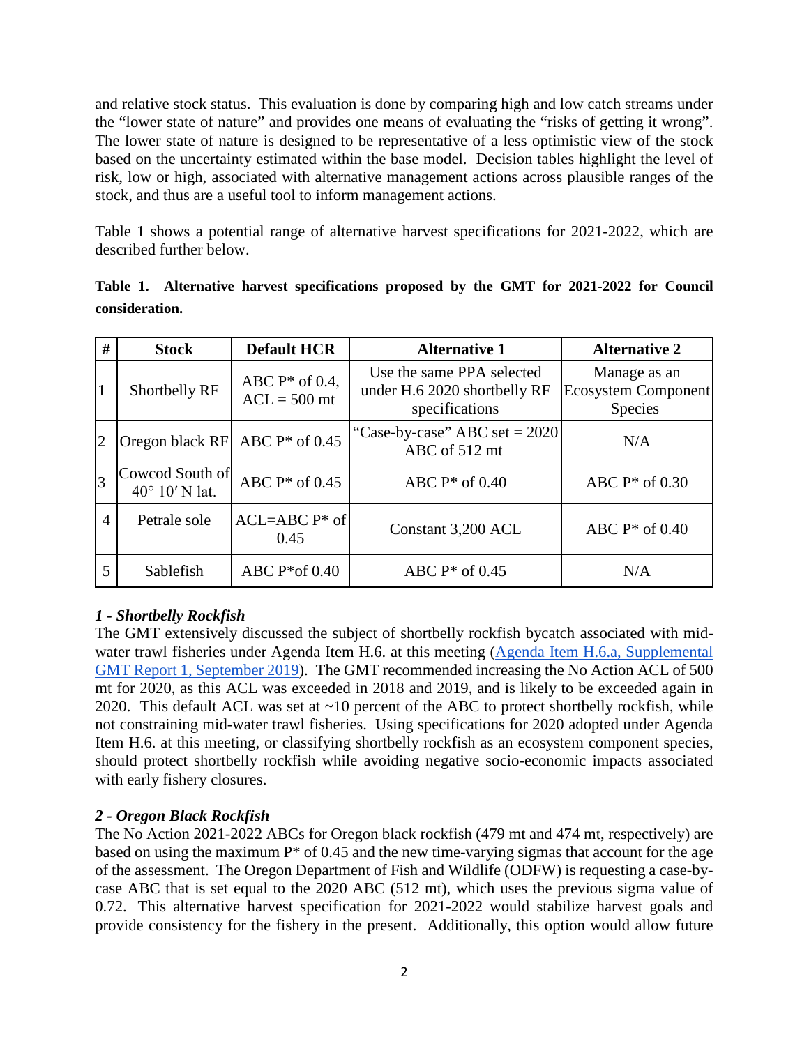and relative stock status. This evaluation is done by comparing high and low catch streams under the "lower state of nature" and provides one means of evaluating the "risks of getting it wrong". The lower state of nature is designed to be representative of a less optimistic view of the stock based on the uncertainty estimated within the base model. Decision tables highlight the level of risk, low or high, associated with alternative management actions across plausible ranges of the stock, and thus are a useful tool to inform management actions.

Table 1 shows a potential range of alternative harvest specifications for 2021-2022, which are described further below.

**Table 1. Alternative harvest specifications proposed by the GMT for 2021-2022 for Council consideration.**

| # | Stock | Default HCR | Alternative 1 | Alternative 2 |
|---|---|---|---|---|
| 1 | Shortbelly RF | ABC P* of 0.4, ACL = 500 mt | Use the same PPA selected under H.6 2020 shortbelly RF specifications | Manage as an Ecosystem Component Species |
| 2 | Oregon black RF | ABC P* of 0.45 | "Case-by-case" ABC set = 2020 ABC of 512 mt | N/A |
| 3 | Cowcod South of 40° 10′ N lat. | ABC P* of 0.45 | ABC P* of 0.40 | ABC P* of 0.30 |
| 4 | Petrale sole | ACL=ABC P* of 0.45 | Constant 3,200 ACL | ABC P* of 0.40 |
| 5 | Sablefish | ABC P*of 0.40 | ABC P* of 0.45 | N/A |

### *1 - Shortbelly Rockfish*

The GMT extensively discussed the subject of shortbelly rockfish bycatch associated with mid-water trawl fisheries under Agenda Item H.6. at this meeting (Agenda Item H.6.a, Supplemental GMT Report 1, September 2019). The GMT recommended increasing the No Action ACL of 500 mt for 2020, as this ACL was exceeded in 2018 and 2019, and is likely to be exceeded again in 2020. This default ACL was set at ~10 percent of the ABC to protect shortbelly rockfish, while not constraining mid-water trawl fisheries. Using specifications for 2020 adopted under Agenda Item H.6. at this meeting, or classifying shortbelly rockfish as an ecosystem component species, should protect shortbelly rockfish while avoiding negative socio-economic impacts associated with early fishery closures.

### *2 - Oregon Black Rockfish*

The No Action 2021-2022 ABCs for Oregon black rockfish (479 mt and 474 mt, respectively) are based on using the maximum P* of 0.45 and the new time-varying sigmas that account for the age of the assessment. The Oregon Department of Fish and Wildlife (ODFW) is requesting a case-by-case ABC that is set equal to the 2020 ABC (512 mt), which uses the previous sigma value of 0.72. This alternative harvest specification for 2021-2022 would stabilize harvest goals and provide consistency for the fishery in the present. Additionally, this option would allow future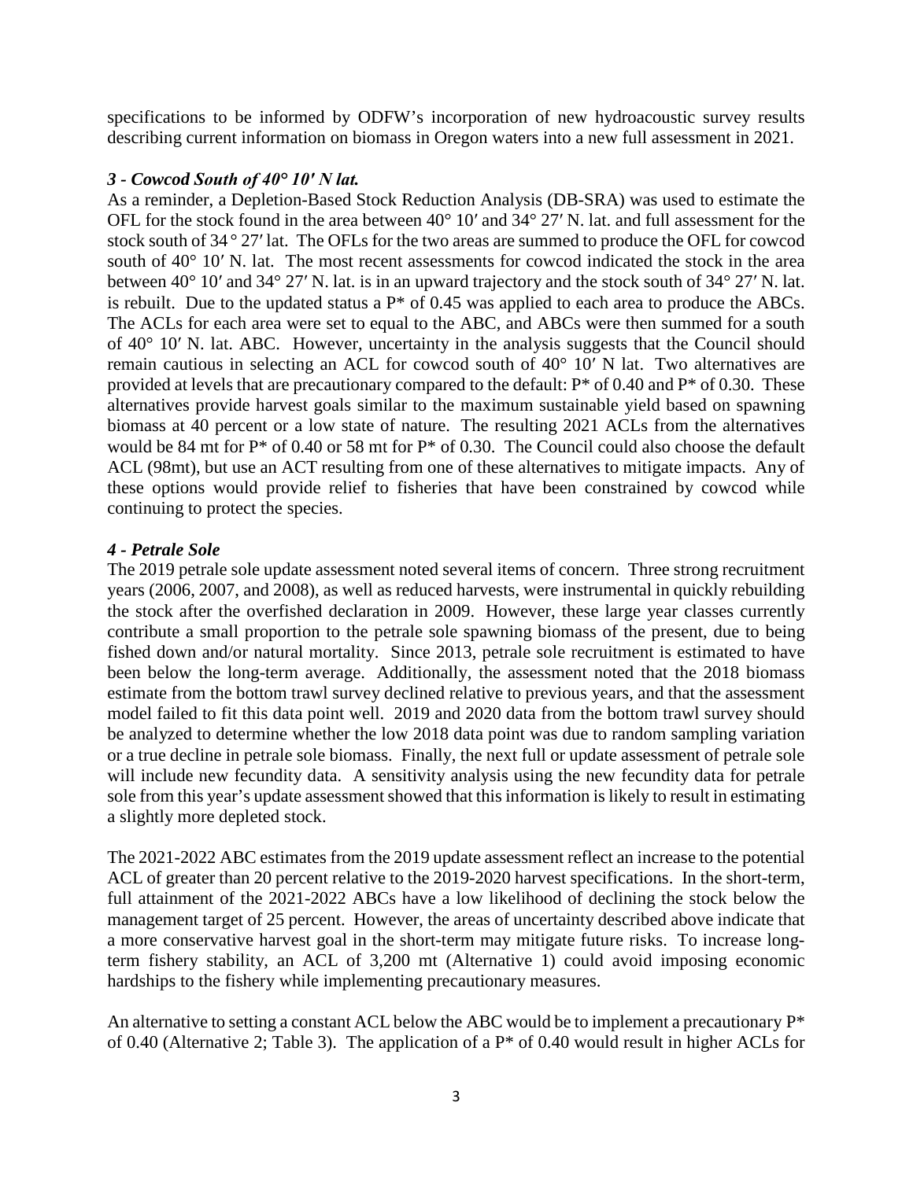specifications to be informed by ODFW's incorporation of new hydroacoustic survey results describing current information on biomass in Oregon waters into a new full assessment in 2021.

### *3 - Cowcod South of 40° 10′ N lat.*

As a reminder, a Depletion-Based Stock Reduction Analysis (DB-SRA) was used to estimate the OFL for the stock found in the area between 40° 10′ and 34° 27′ N. lat. and full assessment for the stock south of 34 ° 27′ lat. The OFLs for the two areas are summed to produce the OFL for cowcod south of 40° 10′ N. lat. The most recent assessments for cowcod indicated the stock in the area between 40° 10′ and 34° 27′ N. lat. is in an upward trajectory and the stock south of 34° 27′ N. lat. is rebuilt. Due to the updated status a P* of 0.45 was applied to each area to produce the ABCs. The ACLs for each area were set to equal to the ABC, and ABCs were then summed for a south of 40° 10′ N. lat. ABC. However, uncertainty in the analysis suggests that the Council should remain cautious in selecting an ACL for cowcod south of 40° 10′ N lat. Two alternatives are provided at levels that are precautionary compared to the default: P* of 0.40 and P* of 0.30. These alternatives provide harvest goals similar to the maximum sustainable yield based on spawning biomass at 40 percent or a low state of nature. The resulting 2021 ACLs from the alternatives would be 84 mt for P* of 0.40 or 58 mt for P* of 0.30. The Council could also choose the default ACL (98mt), but use an ACT resulting from one of these alternatives to mitigate impacts. Any of these options would provide relief to fisheries that have been constrained by cowcod while continuing to protect the species.

### *4 - Petrale Sole*

The 2019 petrale sole update assessment noted several items of concern. Three strong recruitment years (2006, 2007, and 2008), as well as reduced harvests, were instrumental in quickly rebuilding the stock after the overfished declaration in 2009. However, these large year classes currently contribute a small proportion to the petrale sole spawning biomass of the present, due to being fished down and/or natural mortality. Since 2013, petrale sole recruitment is estimated to have been below the long-term average. Additionally, the assessment noted that the 2018 biomass estimate from the bottom trawl survey declined relative to previous years, and that the assessment model failed to fit this data point well. 2019 and 2020 data from the bottom trawl survey should be analyzed to determine whether the low 2018 data point was due to random sampling variation or a true decline in petrale sole biomass. Finally, the next full or update assessment of petrale sole will include new fecundity data. A sensitivity analysis using the new fecundity data for petrale sole from this year's update assessment showed that this information is likely to result in estimating a slightly more depleted stock.

The 2021-2022 ABC estimates from the 2019 update assessment reflect an increase to the potential ACL of greater than 20 percent relative to the 2019-2020 harvest specifications. In the short-term, full attainment of the 2021-2022 ABCs have a low likelihood of declining the stock below the management target of 25 percent. However, the areas of uncertainty described above indicate that a more conservative harvest goal in the short-term may mitigate future risks. To increase long-term fishery stability, an ACL of 3,200 mt (Alternative 1) could avoid imposing economic hardships to the fishery while implementing precautionary measures.

An alternative to setting a constant ACL below the ABC would be to implement a precautionary P* of 0.40 (Alternative 2; Table 3). The application of a P* of 0.40 would result in higher ACLs for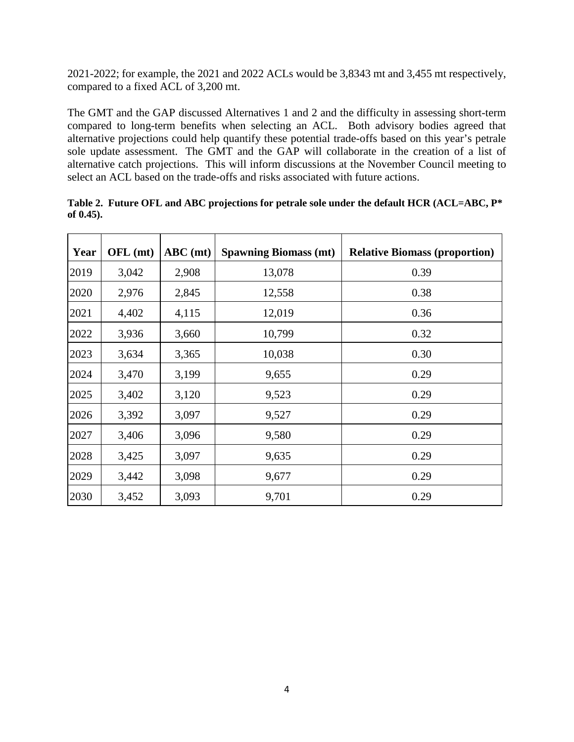2021-2022; for example, the 2021 and 2022 ACLs would be 3,8343 mt and 3,455 mt respectively, compared to a fixed ACL of 3,200 mt.

The GMT and the GAP discussed Alternatives 1 and 2 and the difficulty in assessing short-term compared to long-term benefits when selecting an ACL. Both advisory bodies agreed that alternative projections could help quantify these potential trade-offs based on this year's petrale sole update assessment. The GMT and the GAP will collaborate in the creation of a list of alternative catch projections. This will inform discussions at the November Council meeting to select an ACL based on the trade-offs and risks associated with future actions.

**Table 2. Future OFL and ABC projections for petrale sole under the default HCR (ACL=ABC, P* of 0.45).**

| Year | OFL (mt) | ABC (mt) | Spawning Biomass (mt) | Relative Biomass (proportion) |
|---|---|---|---|---|
| 2019 | 3,042 | 2,908 | 13,078 | 0.39 |
| 2020 | 2,976 | 2,845 | 12,558 | 0.38 |
| 2021 | 4,402 | 4,115 | 12,019 | 0.36 |
| 2022 | 3,936 | 3,660 | 10,799 | 0.32 |
| 2023 | 3,634 | 3,365 | 10,038 | 0.30 |
| 2024 | 3,470 | 3,199 | 9,655 | 0.29 |
| 2025 | 3,402 | 3,120 | 9,523 | 0.29 |
| 2026 | 3,392 | 3,097 | 9,527 | 0.29 |
| 2027 | 3,406 | 3,096 | 9,580 | 0.29 |
| 2028 | 3,425 | 3,097 | 9,635 | 0.29 |
| 2029 | 3,442 | 3,098 | 9,677 | 0.29 |
| 2030 | 3,452 | 3,093 | 9,701 | 0.29 |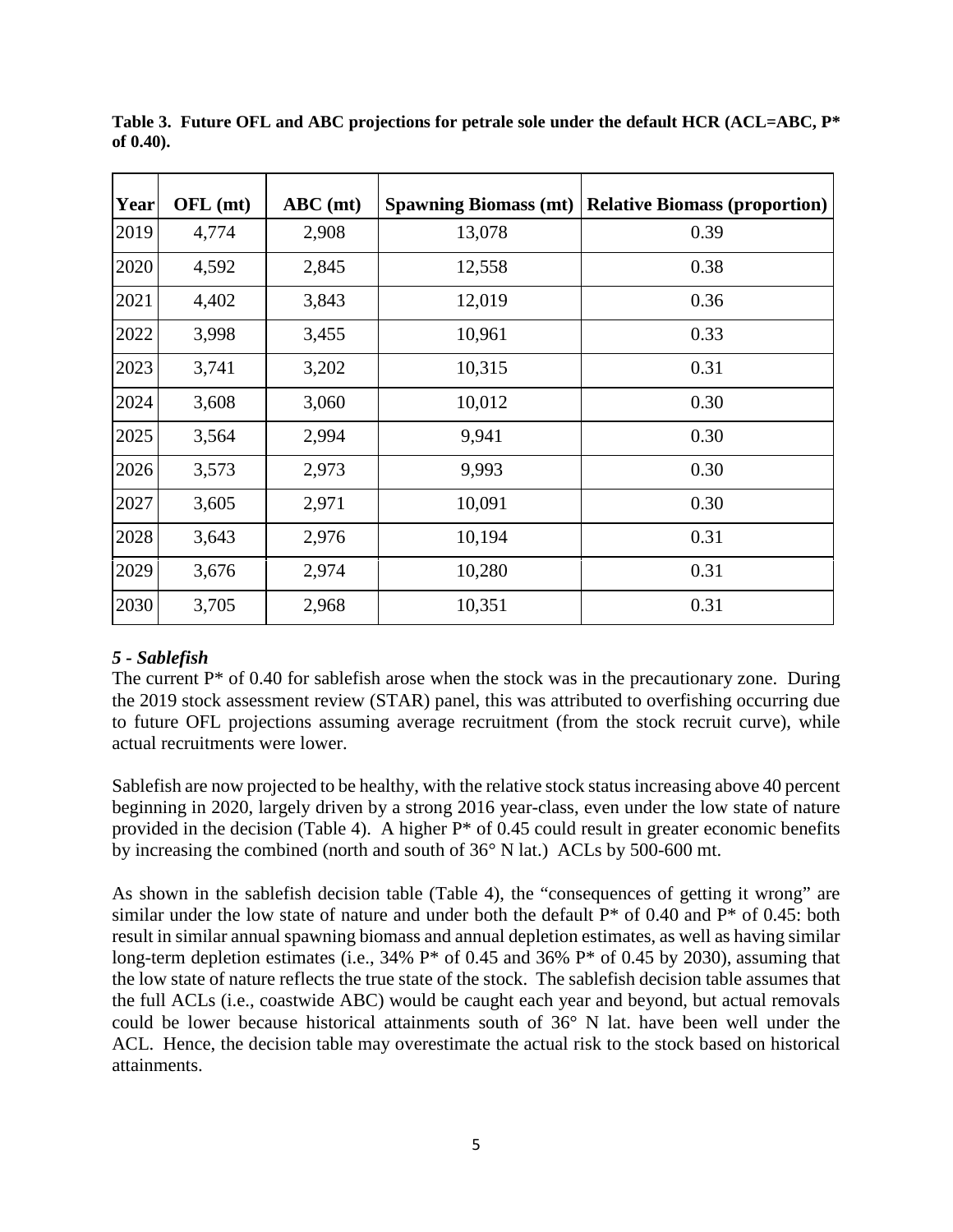**Table 3. Future OFL and ABC projections for petrale sole under the default HCR (ACL=ABC, P* of 0.40).**

| Year | OFL (mt) | ABC (mt) | Spawning Biomass (mt) | Relative Biomass (proportion) |
|---|---|---|---|---|
| 2019 | 4,774 | 2,908 | 13,078 | 0.39 |
| 2020 | 4,592 | 2,845 | 12,558 | 0.38 |
| 2021 | 4,402 | 3,843 | 12,019 | 0.36 |
| 2022 | 3,998 | 3,455 | 10,961 | 0.33 |
| 2023 | 3,741 | 3,202 | 10,315 | 0.31 |
| 2024 | 3,608 | 3,060 | 10,012 | 0.30 |
| 2025 | 3,564 | 2,994 | 9,941 | 0.30 |
| 2026 | 3,573 | 2,973 | 9,993 | 0.30 |
| 2027 | 3,605 | 2,971 | 10,091 | 0.30 |
| 2028 | 3,643 | 2,976 | 10,194 | 0.31 |
| 2029 | 3,676 | 2,974 | 10,280 | 0.31 |
| 2030 | 3,705 | 2,968 | 10,351 | 0.31 |

### *5 - Sablefish*

The current P* of 0.40 for sablefish arose when the stock was in the precautionary zone. During the 2019 stock assessment review (STAR) panel, this was attributed to overfishing occurring due to future OFL projections assuming average recruitment (from the stock recruit curve), while actual recruitments were lower.

Sablefish are now projected to be healthy, with the relative stock status increasing above 40 percent beginning in 2020, largely driven by a strong 2016 year-class, even under the low state of nature provided in the decision (Table 4). A higher P* of 0.45 could result in greater economic benefits by increasing the combined (north and south of 36° N lat.) ACLs by 500-600 mt.

As shown in the sablefish decision table (Table 4), the "consequences of getting it wrong" are similar under the low state of nature and under both the default P* of 0.40 and P* of 0.45: both result in similar annual spawning biomass and annual depletion estimates, as well as having similar long-term depletion estimates (i.e., 34% P* of 0.45 and 36% P* of 0.45 by 2030), assuming that the low state of nature reflects the true state of the stock. The sablefish decision table assumes that the full ACLs (i.e., coastwide ABC) would be caught each year and beyond, but actual removals could be lower because historical attainments south of 36° N lat. have been well under the ACL. Hence, the decision table may overestimate the actual risk to the stock based on historical attainments.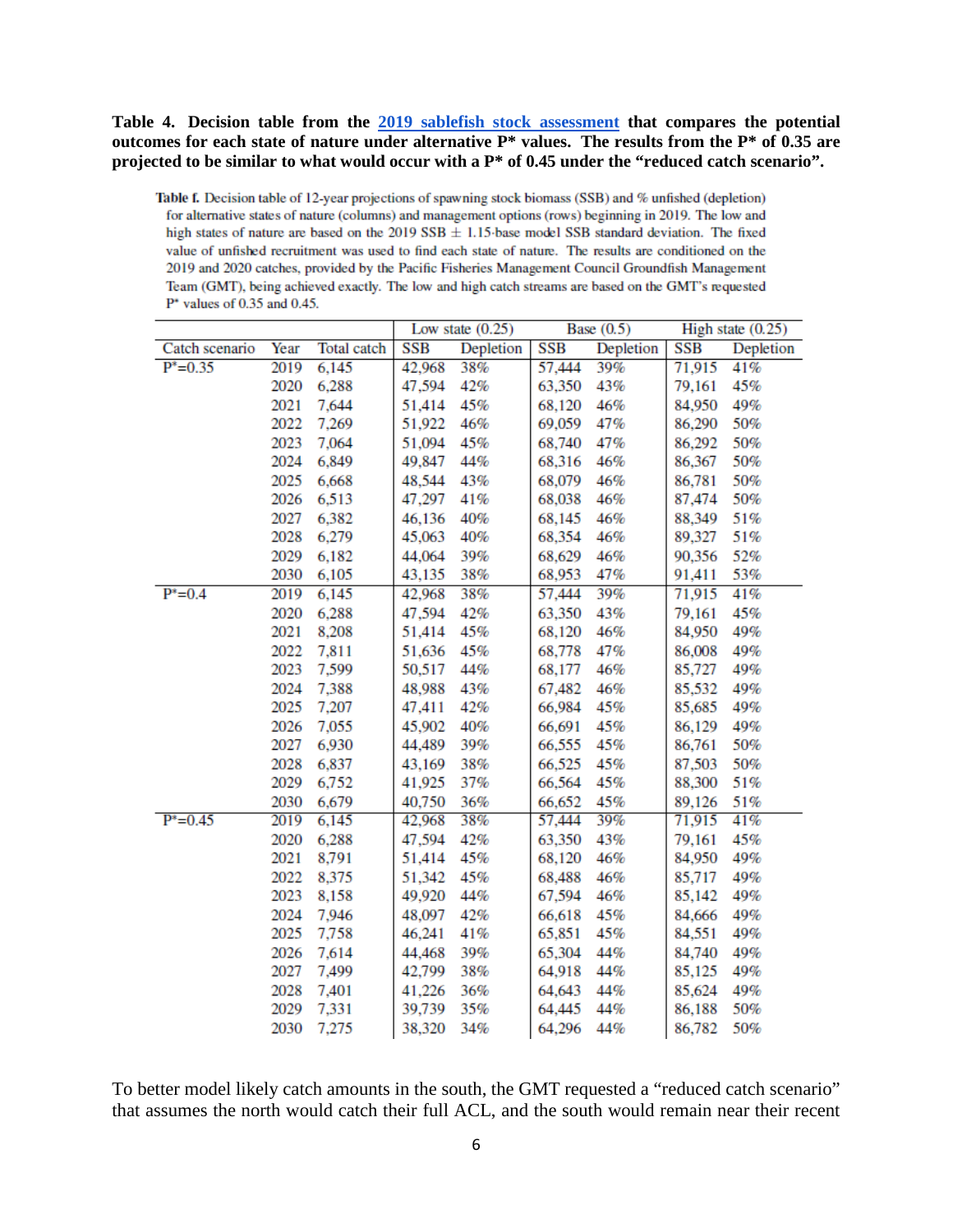**Table 4. Decision table from the [2019 sablefish stock assessment](#) that compares the potential outcomes for each state of nature under alternative P* values. The results from the P* of 0.35 are projected to be similar to what would occur with a P* of 0.45 under the "reduced catch scenario".**

Table f. Decision table of 12-year projections of spawning stock biomass (SSB) and % unfished (depletion) for alternative states of nature (columns) and management options (rows) beginning in 2019. The low and high states of nature are based on the 2019 SSB ± 1.15·base model SSB standard deviation. The fixed value of unfished recruitment was used to find each state of nature. The results are conditioned on the 2019 and 2020 catches, provided by the Pacific Fisheries Management Council Groundfish Management Team (GMT), being achieved exactly. The low and high catch streams are based on the GMT's requested P* values of 0.35 and 0.45.

| | | | Low state (0.25) | | Base (0.5) | | High state (0.25) | |
|---|---|---|---|---|---|---|---|---|
| Catch scenario | Year | Total catch | SSB | Depletion | SSB | Depletion | SSB | Depletion |
| P*=0.35 | 2019 | 6,145 | 42,968 | 38% | 57,444 | 39% | 71,915 | 41% |
| | 2020 | 6,288 | 47,594 | 42% | 63,350 | 43% | 79,161 | 45% |
| | 2021 | 7,644 | 51,414 | 45% | 68,120 | 46% | 84,950 | 49% |
| | 2022 | 7,269 | 51,922 | 46% | 69,059 | 47% | 86,290 | 50% |
| | 2023 | 7,064 | 51,094 | 45% | 68,740 | 47% | 86,292 | 50% |
| | 2024 | 6,849 | 49,847 | 44% | 68,316 | 46% | 86,367 | 50% |
| | 2025 | 6,668 | 48,544 | 43% | 68,079 | 46% | 86,781 | 50% |
| | 2026 | 6,513 | 47,297 | 41% | 68,038 | 46% | 87,474 | 50% |
| | 2027 | 6,382 | 46,136 | 40% | 68,145 | 46% | 88,349 | 51% |
| | 2028 | 6,279 | 45,063 | 40% | 68,354 | 46% | 89,327 | 51% |
| | 2029 | 6,182 | 44,064 | 39% | 68,629 | 46% | 90,356 | 52% |
| | 2030 | 6,105 | 43,135 | 38% | 68,953 | 47% | 91,411 | 53% |
| P*=0.4 | 2019 | 6,145 | 42,968 | 38% | 57,444 | 39% | 71,915 | 41% |
| | 2020 | 6,288 | 47,594 | 42% | 63,350 | 43% | 79,161 | 45% |
| | 2021 | 8,208 | 51,414 | 45% | 68,120 | 46% | 84,950 | 49% |
| | 2022 | 7,811 | 51,636 | 45% | 68,778 | 47% | 86,008 | 49% |
| | 2023 | 7,599 | 50,517 | 44% | 68,177 | 46% | 85,727 | 49% |
| | 2024 | 7,388 | 48,988 | 43% | 67,482 | 46% | 85,532 | 49% |
| | 2025 | 7,207 | 47,411 | 42% | 66,984 | 45% | 85,685 | 49% |
| | 2026 | 7,055 | 45,902 | 40% | 66,691 | 45% | 86,129 | 49% |
| | 2027 | 6,930 | 44,489 | 39% | 66,555 | 45% | 86,761 | 50% |
| | 2028 | 6,837 | 43,169 | 38% | 66,525 | 45% | 87,503 | 50% |
| | 2029 | 6,752 | 41,925 | 37% | 66,564 | 45% | 88,300 | 51% |
| | 2030 | 6,679 | 40,750 | 36% | 66,652 | 45% | 89,126 | 51% |
| P*=0.45 | 2019 | 6,145 | 42,968 | 38% | 57,444 | 39% | 71,915 | 41% |
| | 2020 | 6,288 | 47,594 | 42% | 63,350 | 43% | 79,161 | 45% |
| | 2021 | 8,791 | 51,414 | 45% | 68,120 | 46% | 84,950 | 49% |
| | 2022 | 8,375 | 51,342 | 45% | 68,488 | 46% | 85,717 | 49% |
| | 2023 | 8,158 | 49,920 | 44% | 67,594 | 46% | 85,142 | 49% |
| | 2024 | 7,946 | 48,097 | 42% | 66,618 | 45% | 84,666 | 49% |
| | 2025 | 7,758 | 46,241 | 41% | 65,851 | 45% | 84,551 | 49% |
| | 2026 | 7,614 | 44,468 | 39% | 65,304 | 44% | 84,740 | 49% |
| | 2027 | 7,499 | 42,799 | 38% | 64,918 | 44% | 85,125 | 49% |
| | 2028 | 7,401 | 41,226 | 36% | 64,643 | 44% | 85,624 | 49% |
| | 2029 | 7,331 | 39,739 | 35% | 64,445 | 44% | 86,188 | 50% |
| | 2030 | 7,275 | 38,320 | 34% | 64,296 | 44% | 86,782 | 50% |

To better model likely catch amounts in the south, the GMT requested a "reduced catch scenario" that assumes the north would catch their full ACL, and the south would remain near their recent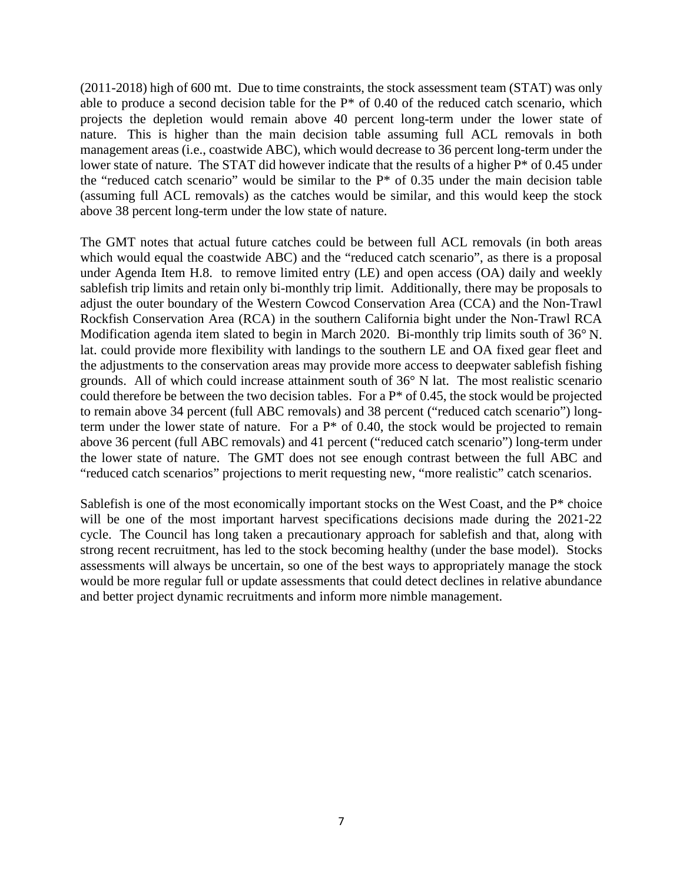(2011-2018) high of 600 mt. Due to time constraints, the stock assessment team (STAT) was only able to produce a second decision table for the P* of 0.40 of the reduced catch scenario, which projects the depletion would remain above 40 percent long-term under the lower state of nature. This is higher than the main decision table assuming full ACL removals in both management areas (i.e., coastwide ABC), which would decrease to 36 percent long-term under the lower state of nature. The STAT did however indicate that the results of a higher P* of 0.45 under the "reduced catch scenario" would be similar to the P* of 0.35 under the main decision table (assuming full ACL removals) as the catches would be similar, and this would keep the stock above 38 percent long-term under the low state of nature.

The GMT notes that actual future catches could be between full ACL removals (in both areas which would equal the coastwide ABC) and the "reduced catch scenario", as there is a proposal under Agenda Item H.8. to remove limited entry (LE) and open access (OA) daily and weekly sablefish trip limits and retain only bi-monthly trip limit. Additionally, there may be proposals to adjust the outer boundary of the Western Cowcod Conservation Area (CCA) and the Non-Trawl Rockfish Conservation Area (RCA) in the southern California bight under the Non-Trawl RCA Modification agenda item slated to begin in March 2020. Bi-monthly trip limits south of 36° N. lat. could provide more flexibility with landings to the southern LE and OA fixed gear fleet and the adjustments to the conservation areas may provide more access to deepwater sablefish fishing grounds. All of which could increase attainment south of 36° N lat. The most realistic scenario could therefore be between the two decision tables. For a P* of 0.45, the stock would be projected to remain above 34 percent (full ABC removals) and 38 percent ("reduced catch scenario") long-term under the lower state of nature. For a P* of 0.40, the stock would be projected to remain above 36 percent (full ABC removals) and 41 percent ("reduced catch scenario") long-term under the lower state of nature. The GMT does not see enough contrast between the full ABC and "reduced catch scenarios" projections to merit requesting new, "more realistic" catch scenarios.

Sablefish is one of the most economically important stocks on the West Coast, and the P* choice will be one of the most important harvest specifications decisions made during the 2021-22 cycle. The Council has long taken a precautionary approach for sablefish and that, along with strong recent recruitment, has led to the stock becoming healthy (under the base model). Stocks assessments will always be uncertain, so one of the best ways to appropriately manage the stock would be more regular full or update assessments that could detect declines in relative abundance and better project dynamic recruitments and inform more nimble management.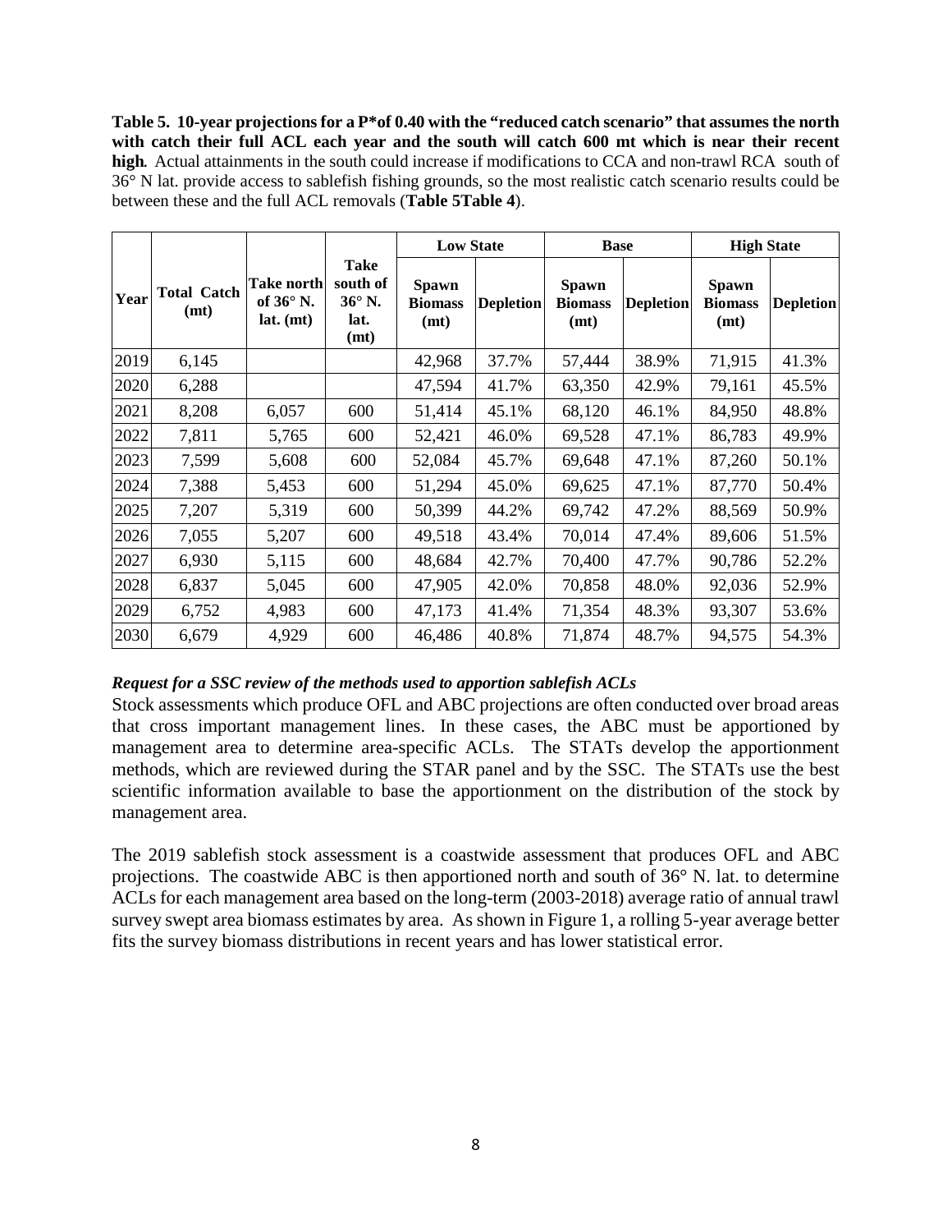**Table 5. 10-year projections for a P*of 0.40 with the "reduced catch scenario" that assumes the north with catch their full ACL each year and the south will catch 600 mt which is near their recent high***.* Actual attainments in the south could increase if modifications to CCA and non-trawl RCA south of 36° N lat. provide access to sablefish fishing grounds, so the most realistic catch scenario results could be between these and the full ACL removals (**Table 5Table 4**).

| Year | Total Catch (mt) | Take north of 36° N. lat. (mt) | Take south of 36° N. lat. (mt) | Low State | | Base | | High State | |
|---|---|---|---|---|---|---|---|---|---|
| | | | | Spawn Biomass (mt) | Depletion | Spawn Biomass (mt) | Depletion | Spawn Biomass (mt) | Depletion |
| 2019 | 6,145 | | | 42,968 | 37.7% | 57,444 | 38.9% | 71,915 | 41.3% |
| 2020 | 6,288 | | | 47,594 | 41.7% | 63,350 | 42.9% | 79,161 | 45.5% |
| 2021 | 8,208 | 6,057 | 600 | 51,414 | 45.1% | 68,120 | 46.1% | 84,950 | 48.8% |
| 2022 | 7,811 | 5,765 | 600 | 52,421 | 46.0% | 69,528 | 47.1% | 86,783 | 49.9% |
| 2023 | 7,599 | 5,608 | 600 | 52,084 | 45.7% | 69,648 | 47.1% | 87,260 | 50.1% |
| 2024 | 7,388 | 5,453 | 600 | 51,294 | 45.0% | 69,625 | 47.1% | 87,770 | 50.4% |
| 2025 | 7,207 | 5,319 | 600 | 50,399 | 44.2% | 69,742 | 47.2% | 88,569 | 50.9% |
| 2026 | 7,055 | 5,207 | 600 | 49,518 | 43.4% | 70,014 | 47.4% | 89,606 | 51.5% |
| 2027 | 6,930 | 5,115 | 600 | 48,684 | 42.7% | 70,400 | 47.7% | 90,786 | 52.2% |
| 2028 | 6,837 | 5,045 | 600 | 47,905 | 42.0% | 70,858 | 48.0% | 92,036 | 52.9% |
| 2029 | 6,752 | 4,983 | 600 | 47,173 | 41.4% | 71,354 | 48.3% | 93,307 | 53.6% |
| 2030 | 6,679 | 4,929 | 600 | 46,486 | 40.8% | 71,874 | 48.7% | 94,575 | 54.3% |

***Request for a SSC review of the methods used to apportion sablefish ACLs***

Stock assessments which produce OFL and ABC projections are often conducted over broad areas that cross important management lines. In these cases, the ABC must be apportioned by management area to determine area-specific ACLs. The STATs develop the apportionment methods, which are reviewed during the STAR panel and by the SSC. The STATs use the best scientific information available to base the apportionment on the distribution of the stock by management area.

The 2019 sablefish stock assessment is a coastwide assessment that produces OFL and ABC projections. The coastwide ABC is then apportioned north and south of 36° N. lat. to determine ACLs for each management area based on the long-term (2003-2018) average ratio of annual trawl survey swept area biomass estimates by area. As shown in Figure 1, a rolling 5-year average better fits the survey biomass distributions in recent years and has lower statistical error.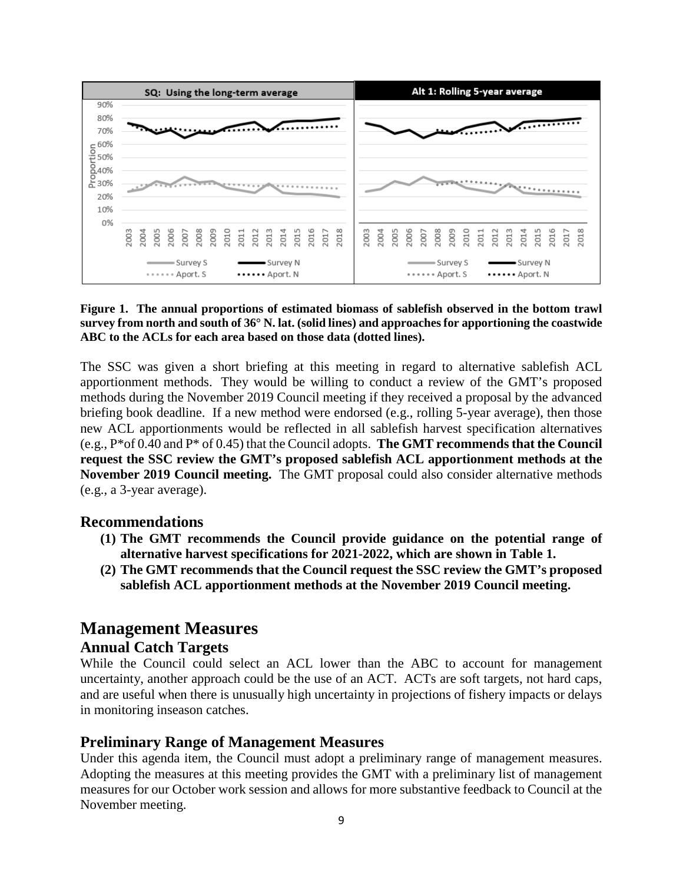**Figure 1. The annual proportions of estimated biomass of sablefish observed in the bottom trawl survey from north and south of 36° N. lat. (solid lines) and approaches for apportioning the coastwide ABC to the ACLs for each area based on those data (dotted lines).**

The SSC was given a short briefing at this meeting in regard to alternative sablefish ACL apportionment methods. They would be willing to conduct a review of the GMT's proposed methods during the November 2019 Council meeting if they received a proposal by the advanced briefing book deadline. If a new method were endorsed (e.g., rolling 5-year average), then those new ACL apportionments would be reflected in all sablefish harvest specification alternatives (e.g., P*of 0.40 and P* of 0.45) that the Council adopts. **The GMT recommends that the Council request the SSC review the GMT's proposed sablefish ACL apportionment methods at the November 2019 Council meeting.** The GMT proposal could also consider alternative methods (e.g., a 3-year average).

## Recommendations

1. **The GMT recommends the Council provide guidance on the potential range of alternative harvest specifications for 2021-2022, which are shown in Table 1.**
2. **The GMT recommends that the Council request the SSC review the GMT's proposed sablefish ACL apportionment methods at the November 2019 Council meeting.**

# Management Measures

## Annual Catch Targets

While the Council could select an ACL lower than the ABC to account for management uncertainty, another approach could be the use of an ACT. ACTs are soft targets, not hard caps, and are useful when there is unusually high uncertainty in projections of fishery impacts or delays in monitoring inseason catches.

## Preliminary Range of Management Measures

Under this agenda item, the Council must adopt a preliminary range of management measures. Adopting the measures at this meeting provides the GMT with a preliminary list of management measures for our October work session and allows for more substantive feedback to Council at the November meeting.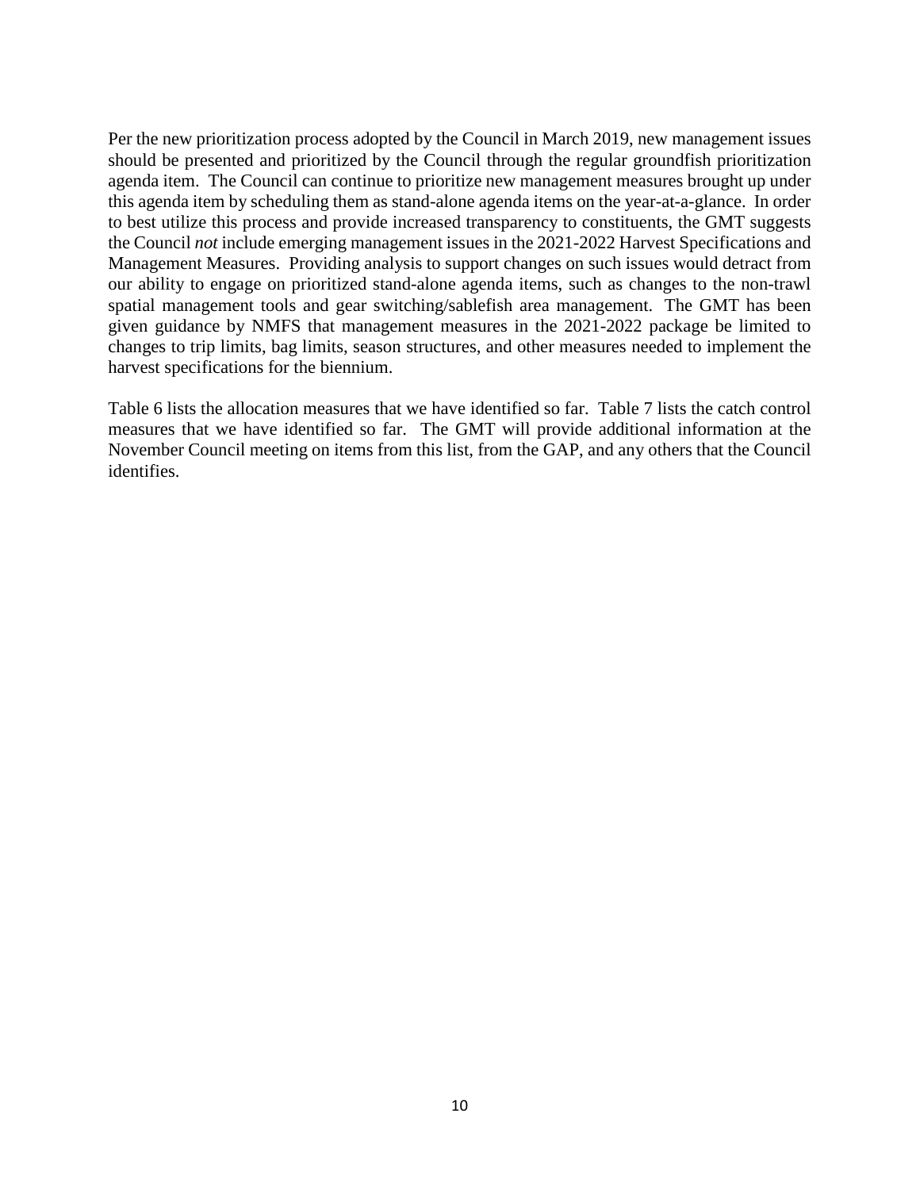Per the new prioritization process adopted by the Council in March 2019, new management issues should be presented and prioritized by the Council through the regular groundfish prioritization agenda item. The Council can continue to prioritize new management measures brought up under this agenda item by scheduling them as stand-alone agenda items on the year-at-a-glance. In order to best utilize this process and provide increased transparency to constituents, the GMT suggests the Council *not* include emerging management issues in the 2021-2022 Harvest Specifications and Management Measures. Providing analysis to support changes on such issues would detract from our ability to engage on prioritized stand-alone agenda items, such as changes to the non-trawl spatial management tools and gear switching/sablefish area management. The GMT has been given guidance by NMFS that management measures in the 2021-2022 package be limited to changes to trip limits, bag limits, season structures, and other measures needed to implement the harvest specifications for the biennium.

Table 6 lists the allocation measures that we have identified so far. Table 7 lists the catch control measures that we have identified so far. The GMT will provide additional information at the November Council meeting on items from this list, from the GAP, and any others that the Council identifies.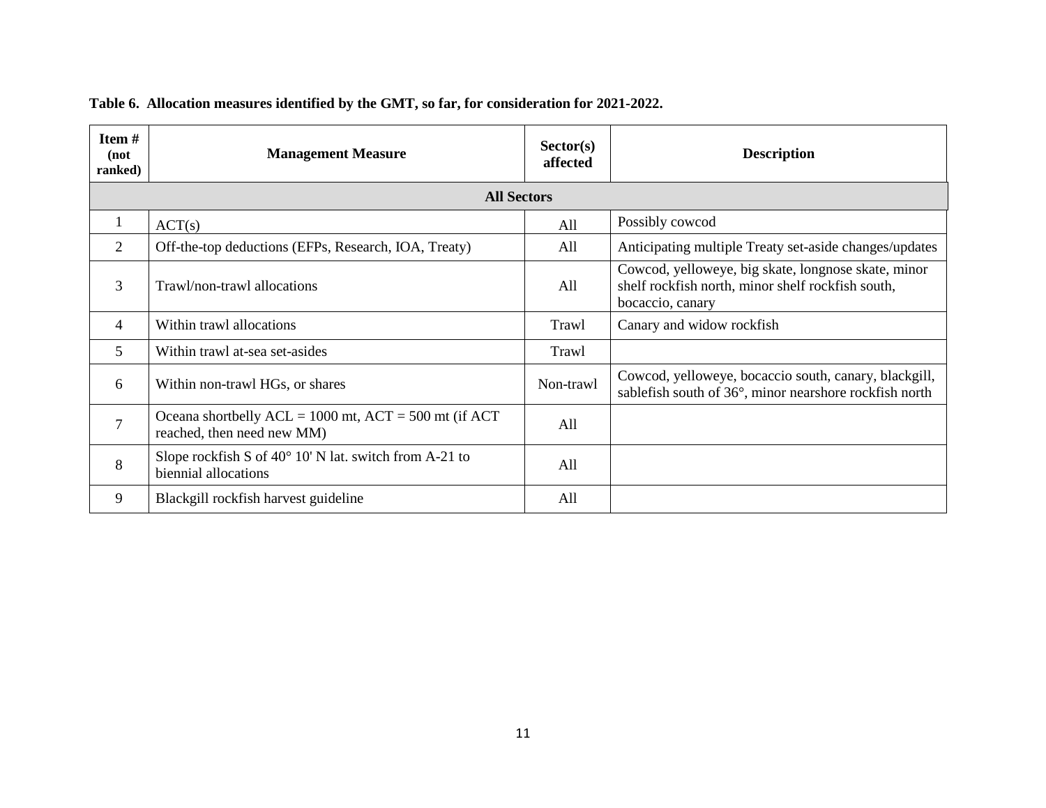**Table 6. Allocation measures identified by the GMT, so far, for consideration for 2021-2022.**

| Item # (not ranked) | Management Measure | Sector(s) affected | Description |
|---|---|---|---|
| **All Sectors** | | | |
| 1 | ACT(s) | All | Possibly cowcod |
| 2 | Off-the-top deductions (EFPs, Research, IOA, Treaty) | All | Anticipating multiple Treaty set-aside changes/updates |
| 3 | Trawl/non-trawl allocations | All | Cowcod, yelloweye, big skate, longnose skate, minor shelf rockfish north, minor shelf rockfish south, bocaccio, canary |
| 4 | Within trawl allocations | Trawl | Canary and widow rockfish |
| 5 | Within trawl at-sea set-asides | Trawl | |
| 6 | Within non-trawl HGs, or shares | Non-trawl | Cowcod, yelloweye, bocaccio south, canary, blackgill, sablefish south of 36°, minor nearshore rockfish north |
| 7 | Oceana shortbelly ACL = 1000 mt, ACT = 500 mt (if ACT reached, then need new MM) | All | |
| 8 | Slope rockfish S of 40° 10' N lat. switch from A-21 to biennial allocations | All | |
| 9 | Blackgill rockfish harvest guideline | All | |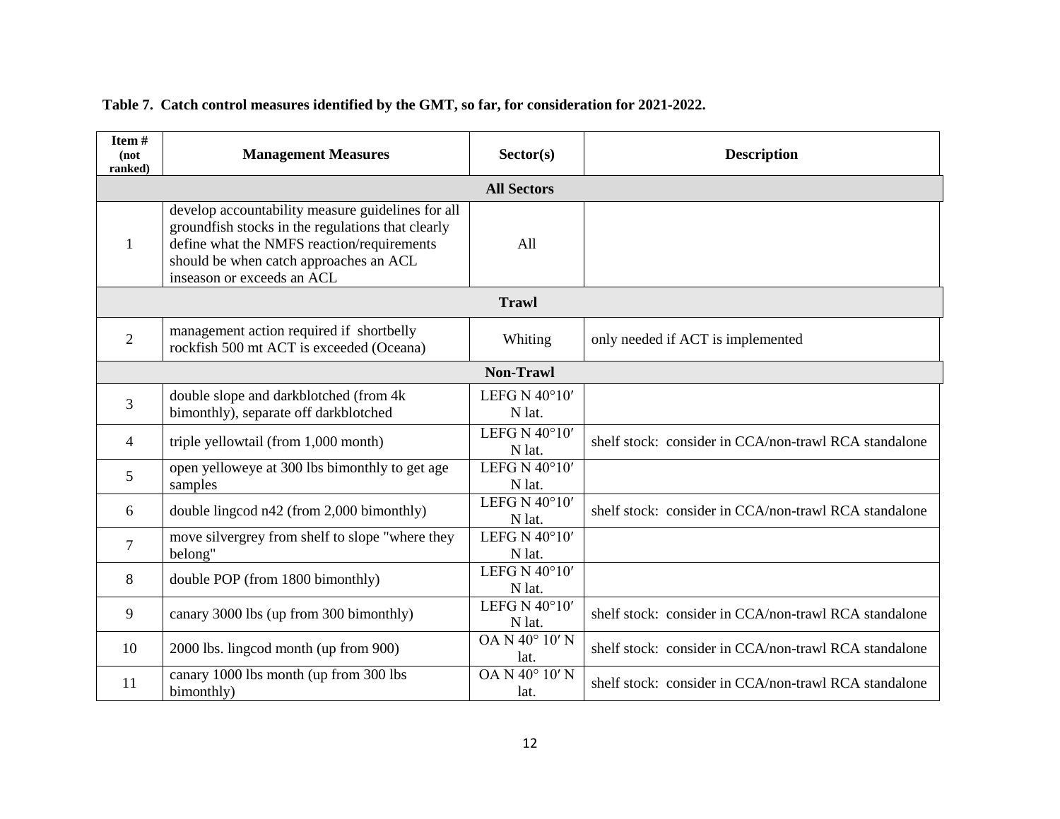**Table 7. Catch control measures identified by the GMT, so far, for consideration for 2021-2022.**

| Item # (not ranked) | Management Measures | Sector(s) | Description |
|---|---|---|---|
| **All Sectors** | | | |
| 1 | develop accountability measure guidelines for all groundfish stocks in the regulations that clearly define what the NMFS reaction/requirements should be when catch approaches an ACL inseason or exceeds an ACL | All | |
| **Trawl** | | | |
| 2 | management action required if shortbelly rockfish 500 mt ACT is exceeded (Oceana) | Whiting | only needed if ACT is implemented |
| **Non-Trawl** | | | |
| 3 | double slope and darkblotched (from 4k bimonthly), separate off darkblotched | LEFG N 40°10′ N lat. | |
| 4 | triple yellowtail (from 1,000 month) | LEFG N 40°10′ N lat. | shelf stock: consider in CCA/non-trawl RCA standalone |
| 5 | open yelloweye at 300 lbs bimonthly to get age samples | LEFG N 40°10′ N lat. | |
| 6 | double lingcod n42 (from 2,000 bimonthly) | LEFG N 40°10′ N lat. | shelf stock: consider in CCA/non-trawl RCA standalone |
| 7 | move silvergrey from shelf to slope "where they belong" | LEFG N 40°10′ N lat. | |
| 8 | double POP (from 1800 bimonthly) | LEFG N 40°10′ N lat. | |
| 9 | canary 3000 lbs (up from 300 bimonthly) | LEFG N 40°10′ N lat. | shelf stock: consider in CCA/non-trawl RCA standalone |
| 10 | 2000 lbs. lingcod month (up from 900) | OA N 40° 10′ N lat. | shelf stock: consider in CCA/non-trawl RCA standalone |
| 11 | canary 1000 lbs month (up from 300 lbs bimonthly) | OA N 40° 10′ N lat. | shelf stock: consider in CCA/non-trawl RCA standalone |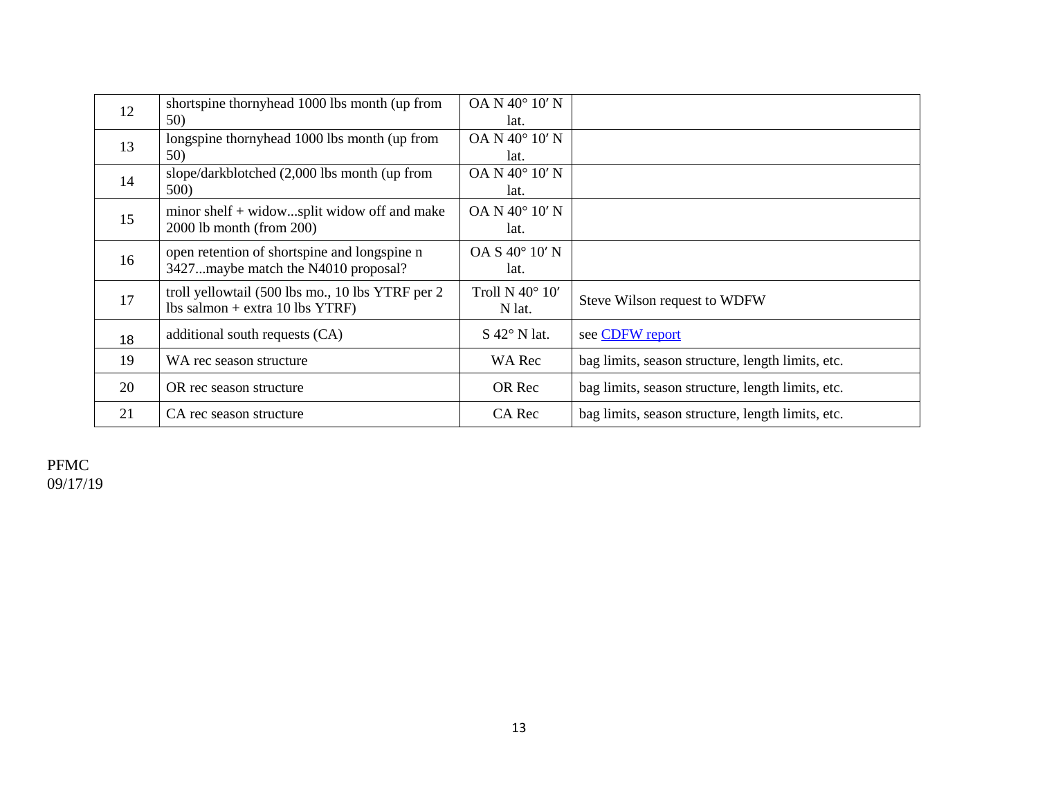| | | | |
|---|---|---|---|
| 12 | shortspine thornyhead 1000 lbs month (up from 50) | OA N 40° 10′ N lat. | |
| 13 | longspine thornyhead 1000 lbs month (up from 50) | OA N 40° 10′ N lat. | |
| 14 | slope/darkblotched (2,000 lbs month (up from 500) | OA N 40° 10′ N lat. | |
| 15 | minor shelf + widow...split widow off and make 2000 lb month (from 200) | OA N 40° 10′ N lat. | |
| 16 | open retention of shortspine and longspine n 3427...maybe match the N4010 proposal? | OA S 40° 10′ N lat. | |
| 17 | troll yellowtail (500 lbs mo., 10 lbs YTRF per 2 lbs salmon + extra 10 lbs YTRF) | Troll N 40° 10′ N lat. | Steve Wilson request to WDFW |
| 18 | additional south requests (CA) | S 42° N lat. | see CDFW report |
| 19 | WA rec season structure | WA Rec | bag limits, season structure, length limits, etc. |
| 20 | OR rec season structure | OR Rec | bag limits, season structure, length limits, etc. |
| 21 | CA rec season structure | CA Rec | bag limits, season structure, length limits, etc. |

PFMC
09/17/19